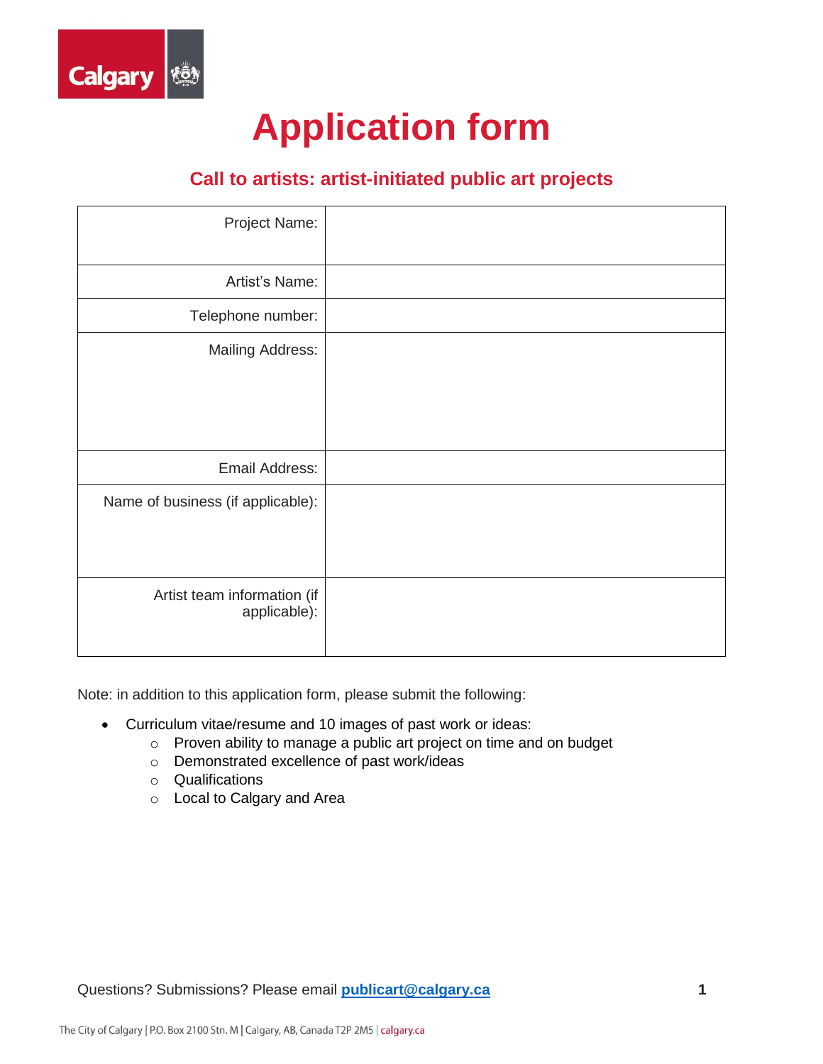# Application form

## Call to artists: artist-initiated public art projects

| | |
|---|---|
| Project Name: | |
| Artist's Name: | |
| Telephone number: | |
| Mailing Address: | |
| Email Address: | |
| Name of business (if applicable): | |
| Artist team information (if applicable): | |

Note: in addition to this application form, please submit the following:

- Curriculum vitae/resume and 10 images of past work or ideas:
  - Proven ability to manage a public art project on time and on budget
  - Demonstrated excellence of past work/ideas
  - Qualifications
  - Local to Calgary and Area

Questions? Submissions? Please email **publicart@calgary.ca**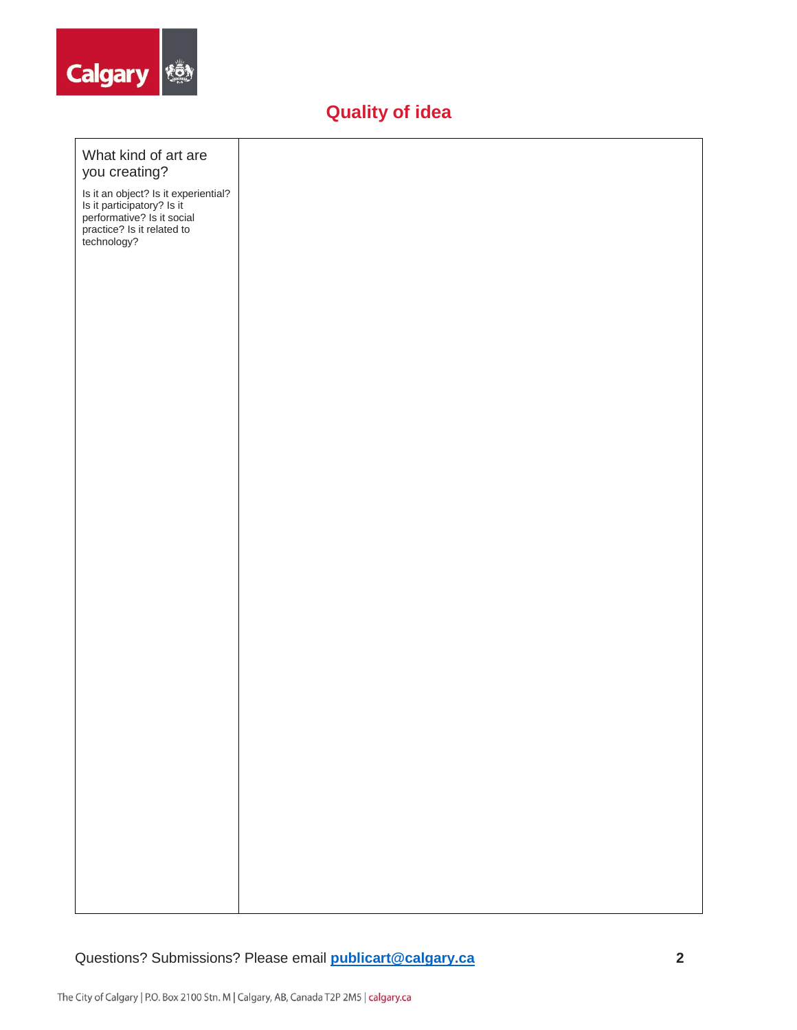# Quality of idea

| What kind of art are you creating?<br><br>Is it an object? Is it experiential? Is it participatory? Is it performative? Is it social practice? Is it related to technology? | |
|---|---|

Questions? Submissions? Please email **publicart@calgary.ca**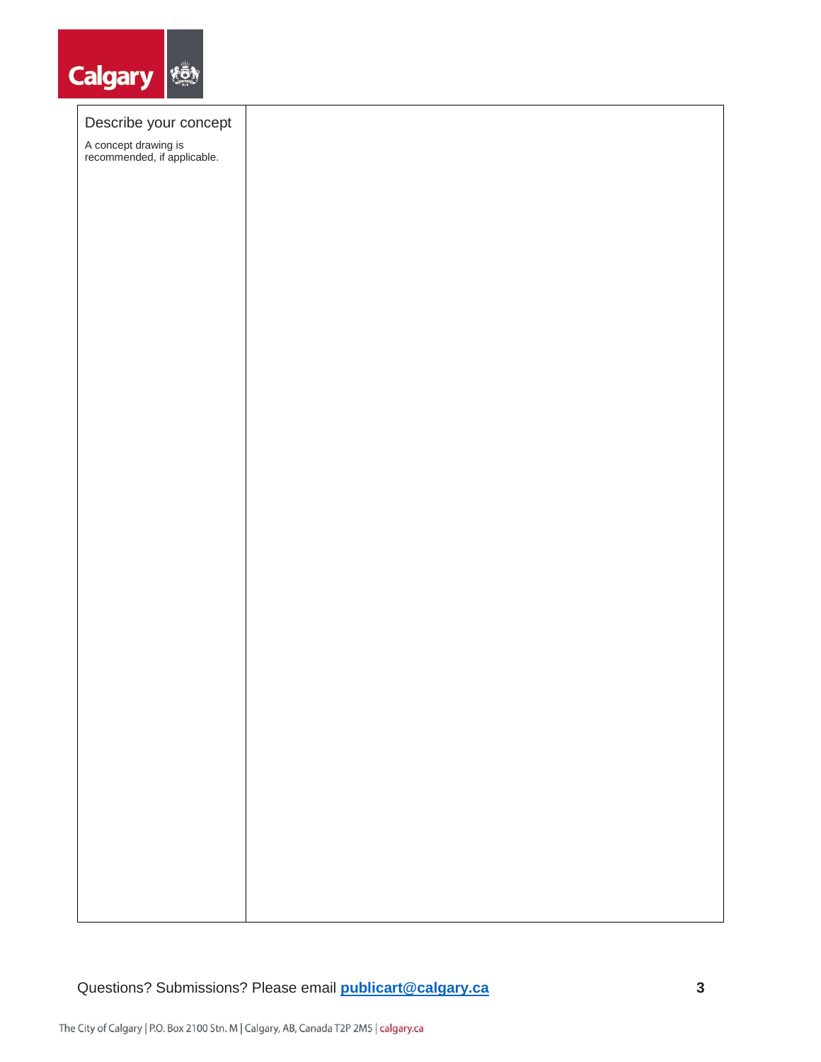| Describe your concept<br><br>A concept drawing is recommended, if applicable. | |
|---|---|

Questions? Submissions? Please email **publicart@calgary.ca**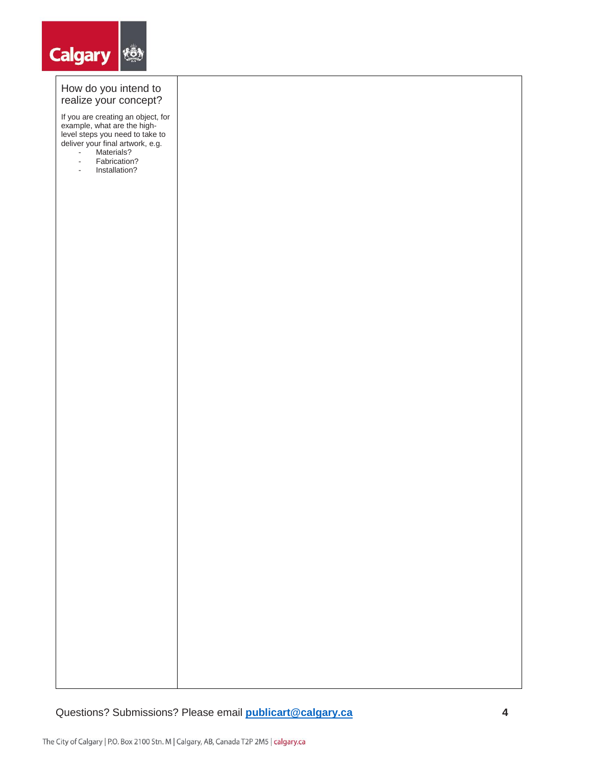| How do you intend to realize your concept?<br><br>If you are creating an object, for example, what are the high-level steps you need to take to deliver your final artwork, e.g.<br>- Materials?<br>- Fabrication?<br>- Installation? | |
|---|---|

Questions? Submissions? Please email **publicart@calgary.ca**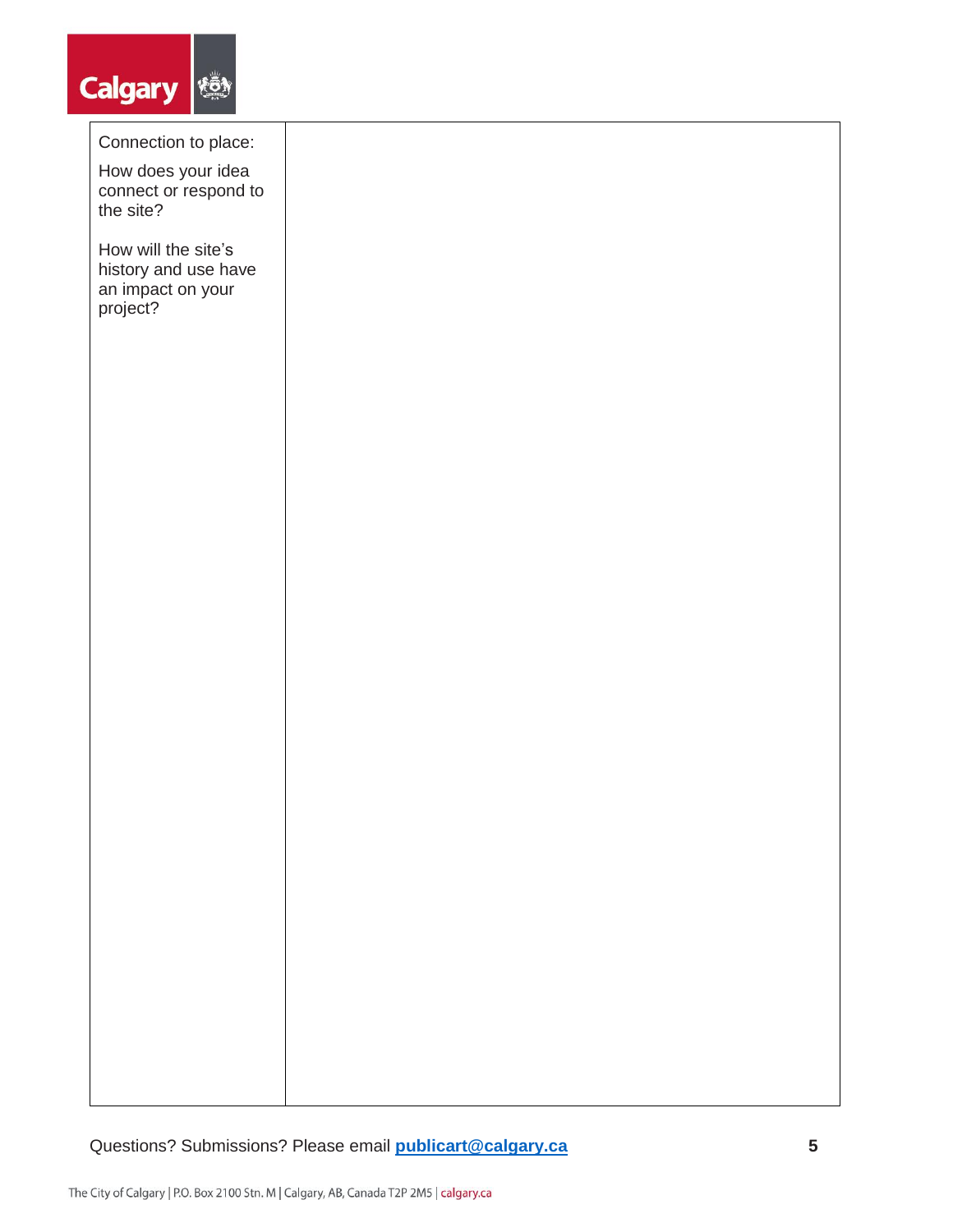| Connection to place:<br><br>How does your idea connect or respond to the site?<br><br>How will the site's history and use have an impact on your project? | |
| --- | --- |

Questions? Submissions? Please email **[publicart@calgary.ca](mailto:publicart@calgary.ca)**

The City of Calgary | P.O. Box 2100 Stn. M | Calgary, AB, Canada T2P 2M5 | calgary.ca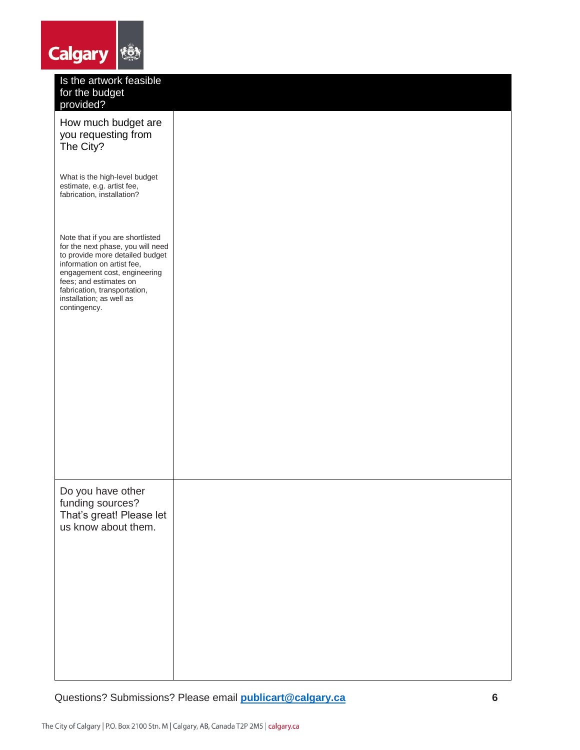| Is the artwork feasible for the budget provided? | |
|---|---|
| How much budget are you requesting from The City?<br><br>What is the high-level budget estimate, e.g. artist fee, fabrication, installation?<br><br>Note that if you are shortlisted for the next phase, you will need to provide more detailed budget information on artist fee, engagement cost, engineering fees; and estimates on fabrication, transportation, installation; as well as contingency. | |
| Do you have other funding sources? That's great! Please let us know about them. | |

Questions? Submissions? Please email **publicart@calgary.ca**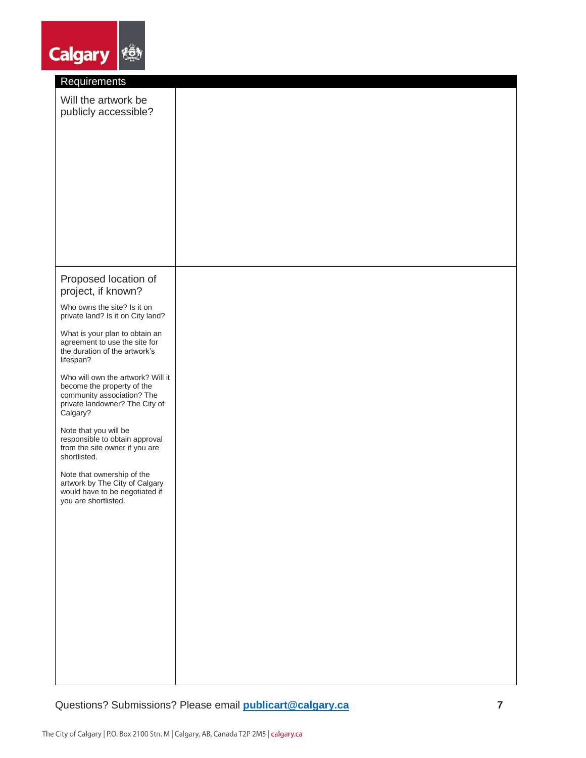| Requirements | |
|---|---|
| Will the artwork be publicly accessible? | |
| Proposed location of project, if known?<br><br>Who owns the site? Is it on private land? Is it on City land?<br><br>What is your plan to obtain an agreement to use the site for the duration of the artwork's lifespan?<br><br>Who will own the artwork? Will it become the property of the community association? The private landowner? The City of Calgary?<br><br>Note that you will be responsible to obtain approval from the site owner if you are shortlisted.<br><br>Note that ownership of the artwork by The City of Calgary would have to be negotiated if you are shortlisted. | |

Questions? Submissions? Please email **publicart@calgary.ca**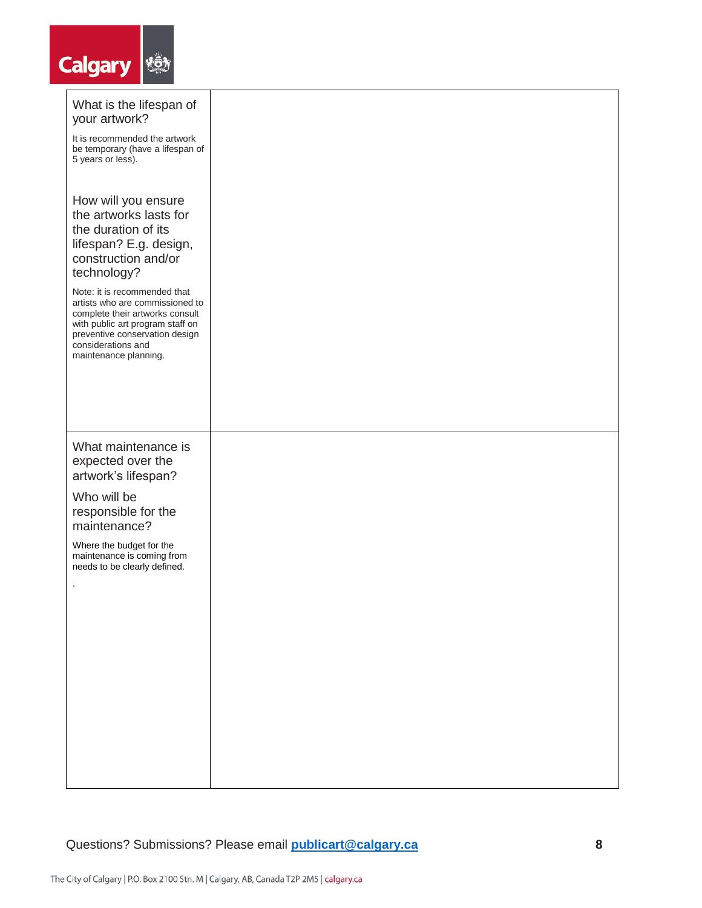| | |
|---|---|
| What is the lifespan of your artwork?<br><br>It is recommended the artwork be temporary (have a lifespan of 5 years or less).<br><br>How will you ensure the artworks lasts for the duration of its lifespan? E.g. design, construction and/or technology?<br><br>Note: it is recommended that artists who are commissioned to complete their artworks consult with public art program staff on preventive conservation design considerations and maintenance planning. | |
| What maintenance is expected over the artwork's lifespan?<br><br>Who will be responsible for the maintenance?<br><br>Where the budget for the maintenance is coming from needs to be clearly defined.<br><br>. | |

Questions? Submissions? Please email **publicart@calgary.ca**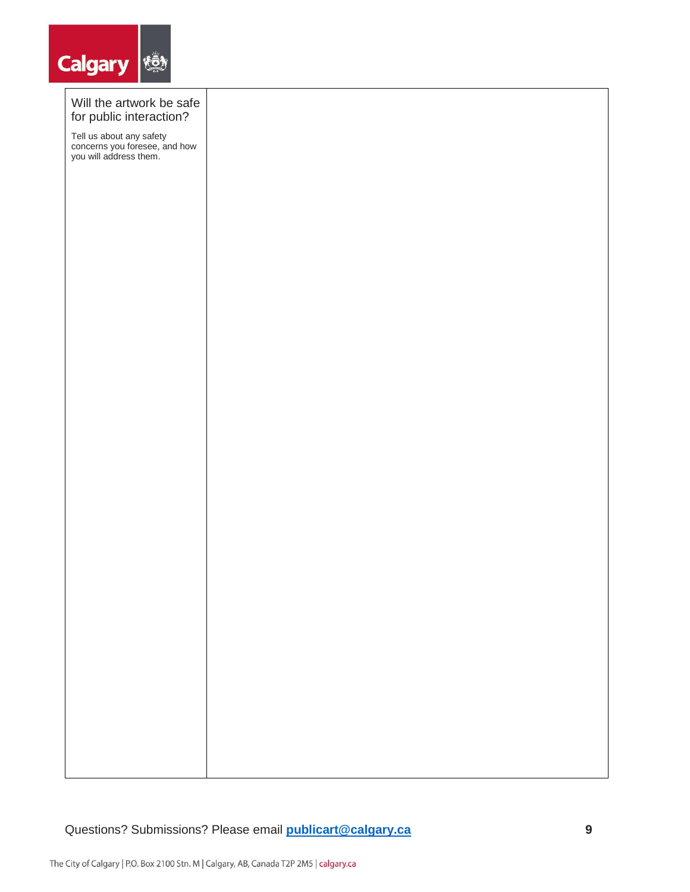| Will the artwork be safe for public interaction?<br><br>Tell us about any safety concerns you foresee, and how you will address them. | |
|---|---|

Questions? Submissions? Please email **[publicart@calgary.ca](mailto:publicart@calgary.ca)**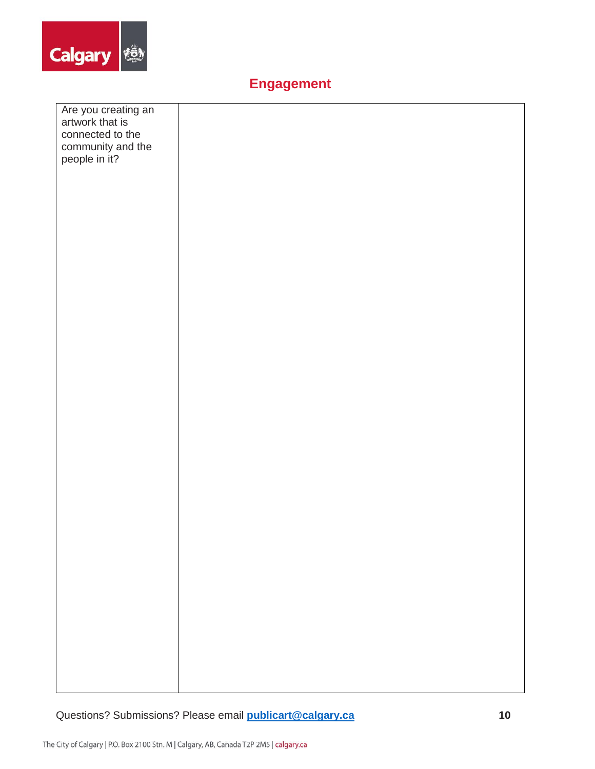## Engagement

| Are you creating an artwork that is connected to the community and the people in it? | |
|---|---|

Questions? Submissions? Please email **publicart@calgary.ca**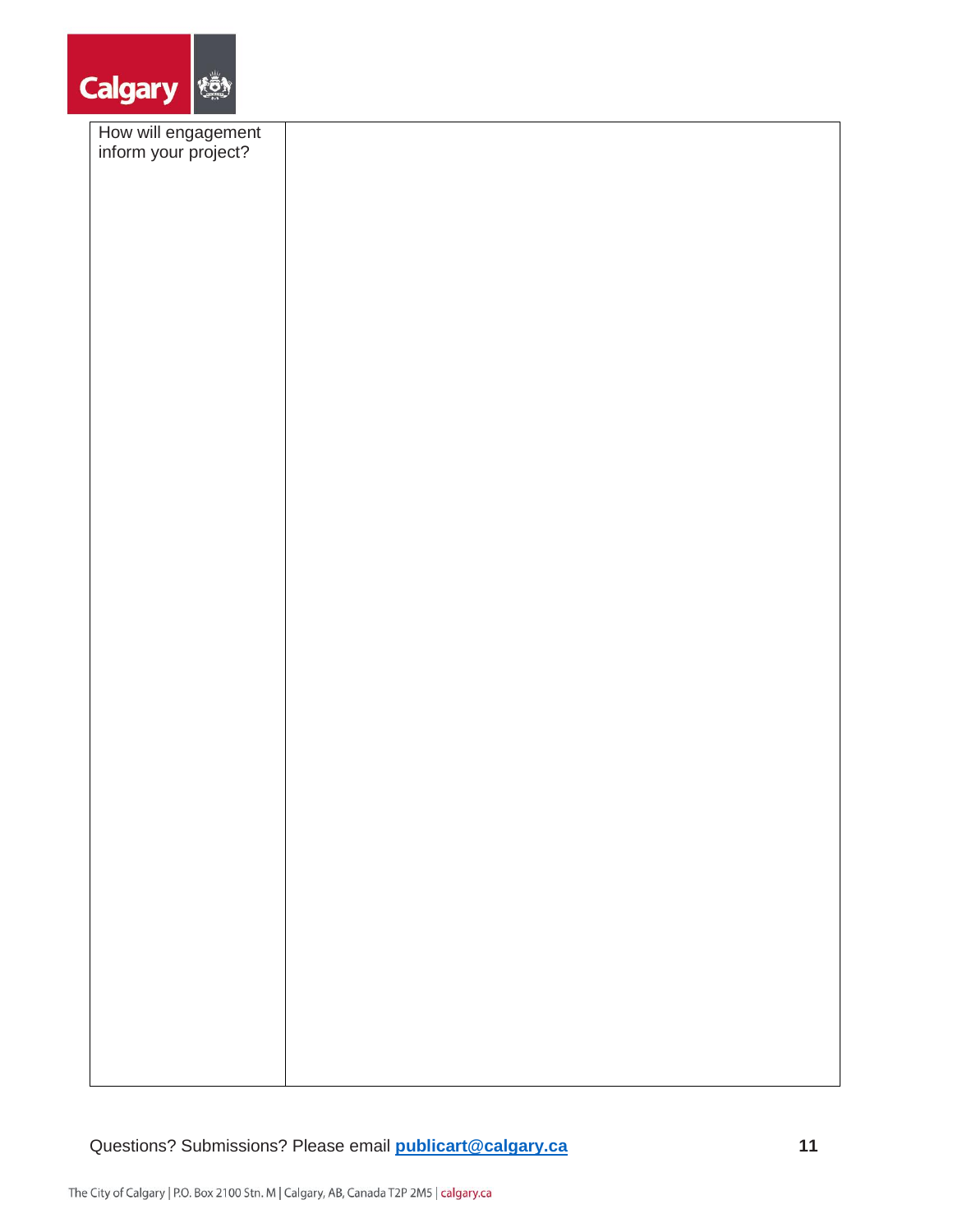| How will engagement inform your project? | |
|---|---|

Questions? Submissions? Please email **publicart@calgary.ca**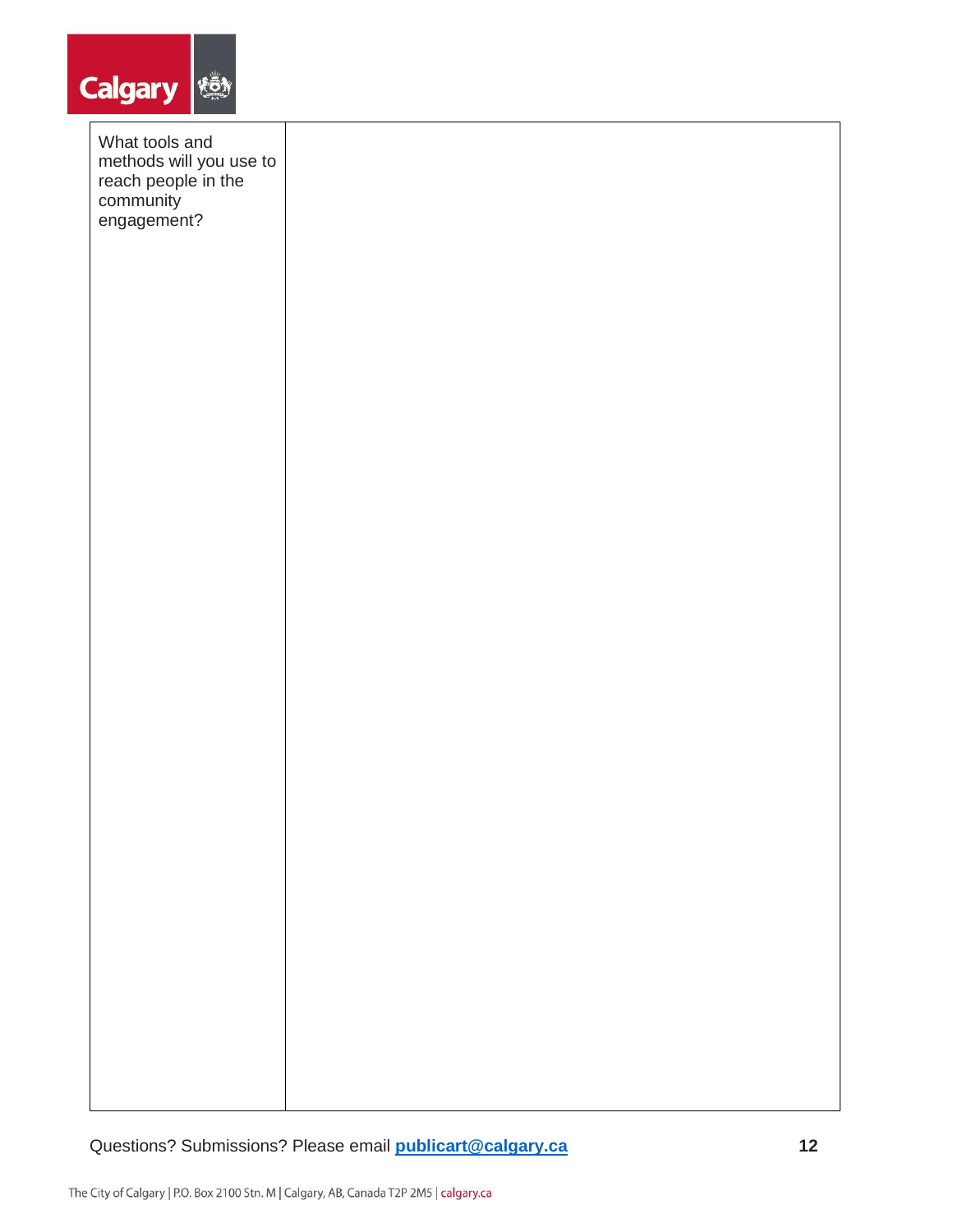| What tools and methods will you use to reach people in the community engagement? | |
|---|---|

Questions? Submissions? Please email **publicart@calgary.ca**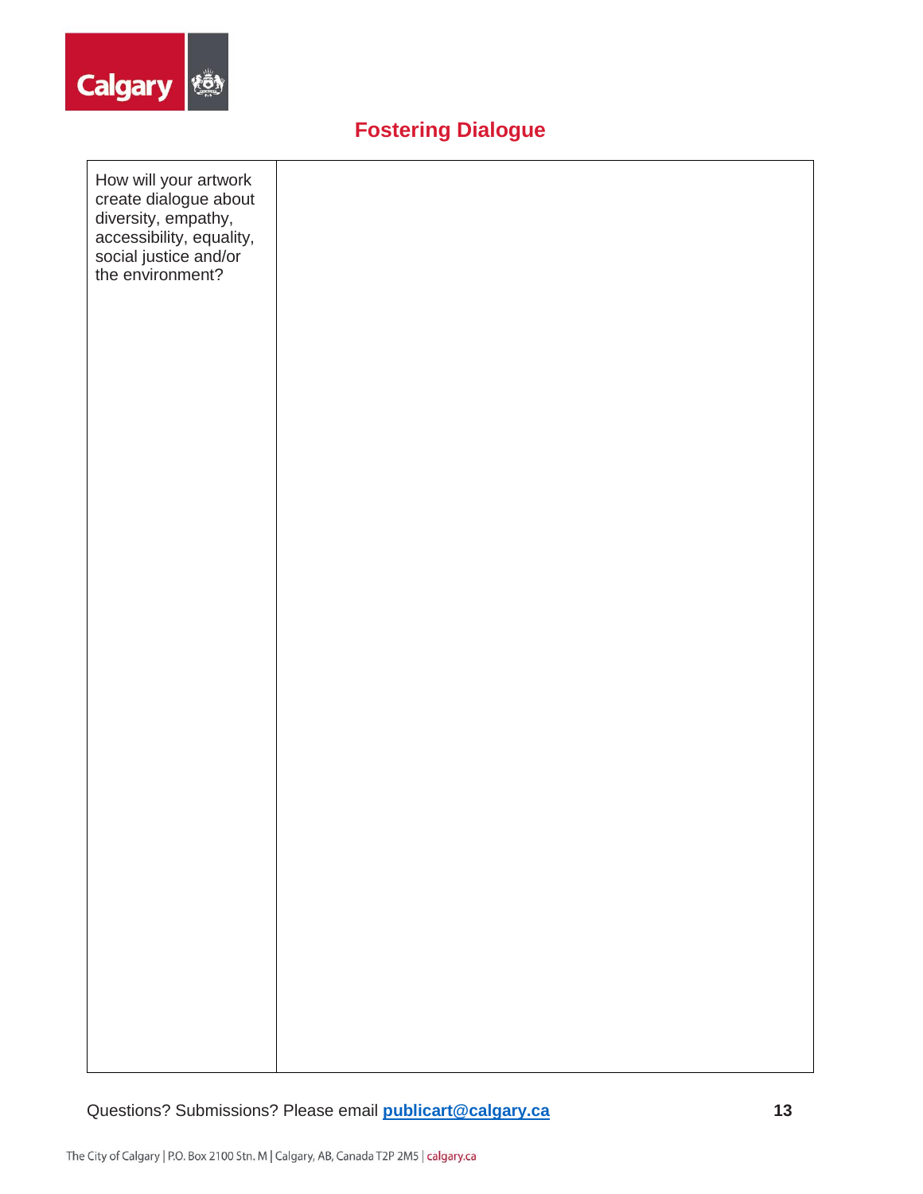## Fostering Dialogue

| How will your artwork create dialogue about diversity, empathy, accessibility, equality, social justice and/or the environment? | |
|---|---|

Questions? Submissions? Please email **publicart@calgary.ca**

The City of Calgary | P.O. Box 2100 Stn. M | Calgary, AB, Canada T2P 2M5 | calgary.ca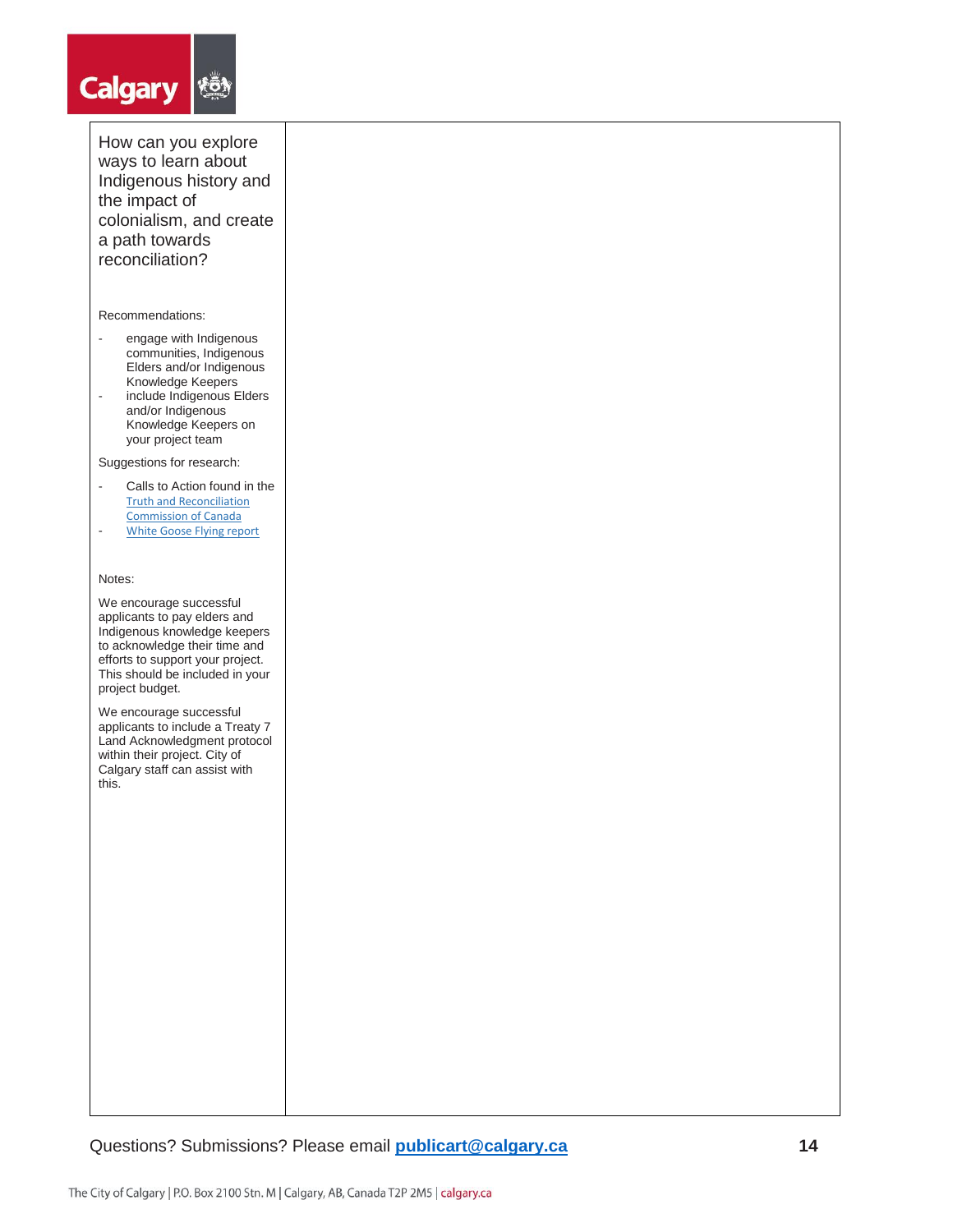| How can you explore ways to learn about Indigenous history and the impact of colonialism, and create a path towards reconciliation?<br><br>Recommendations:<br>- engage with Indigenous communities, Indigenous Elders and/or Indigenous Knowledge Keepers<br>- include Indigenous Elders and/or Indigenous Knowledge Keepers on your project team<br><br>Suggestions for research:<br>- Calls to Action found in the Truth and Reconciliation Commission of Canada<br>- White Goose Flying report<br><br>Notes:<br><br>We encourage successful applicants to pay elders and Indigenous knowledge keepers to acknowledge their time and efforts to support your project. This should be included in your project budget.<br><br>We encourage successful applicants to include a Treaty 7 Land Acknowledgment protocol within their project. City of Calgary staff can assist with this. | |
|---|---|

Questions? Submissions? Please email **publicart@calgary.ca**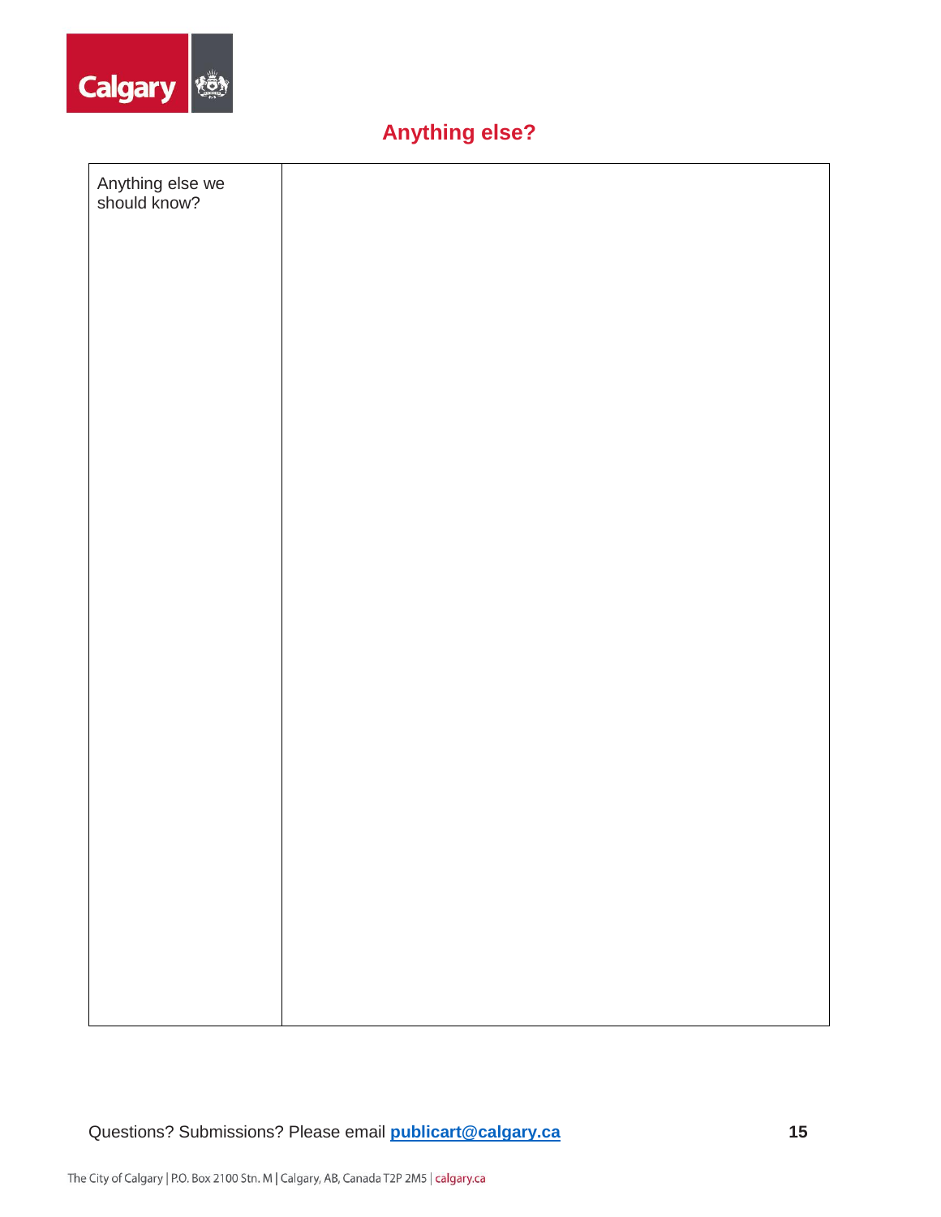## Anything else?

| | |
|---|---|
| Anything else we should know? | |

Questions? Submissions? Please email **publicart@calgary.ca**